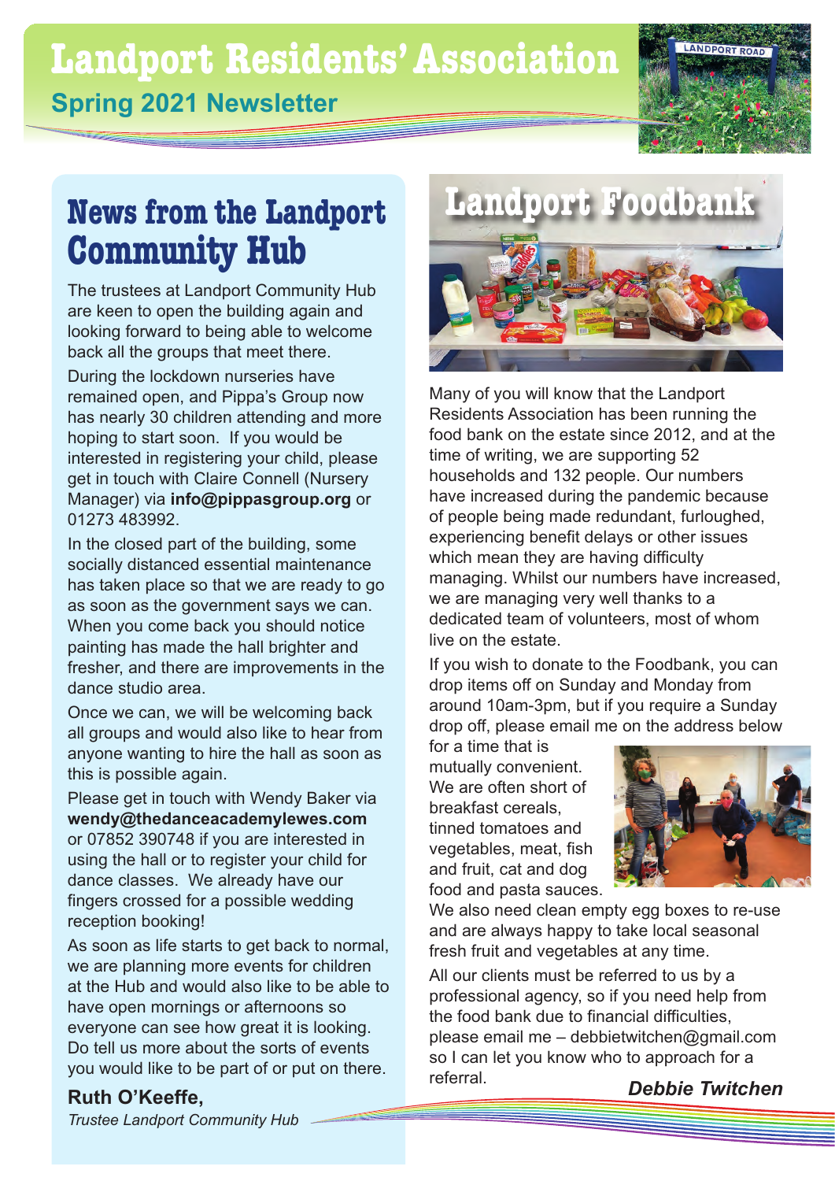# Landport Residents' Association

## Spring 2021 Newsletter

## News from the Landport Community Hub

The trustees at Landport Community Hub are keen to open the building again and looking forward to being able to welcome back all the groups that meet there.

During the lockdown nurseries have remained open, and Pippa's Group now has nearly 30 children attending and more hoping to start soon. If you would be interested in registering your child, please get in touch with Claire Connell (Nursery Manager) via **info@pippasgroup.org** or 01273 483992.

In the closed part of the building, some socially distanced essential maintenance has taken place so that we are ready to go as soon as the government says we can. When you come back you should notice painting has made the hall brighter and fresher, and there are improvements in the dance studio area.

Once we can, we will be welcoming back all groups and would also like to hear from anyone wanting to hire the hall as soon as this is possible again.

Please get in touch with Wendy Baker via **wendy@thedanceacademylewes.com** or 07852 390748 if you are interested in using the hall or to register your child for dance classes. We already have our fingers crossed for a possible wedding reception booking!

As soon as life starts to get back to normal, we are planning more events for children at the Hub and would also like to be able to have open mornings or afternoons so everyone can see how great it is looking. Do tell us more about the sorts of events you would like to be part of or put on there.

**Ruth O'Keeffe,**
*Trustee Landport Community Hub*

## Landport Foodbank

Many of you will know that the Landport Residents Association has been running the food bank on the estate since 2012, and at the time of writing, we are supporting 52 households and 132 people. Our numbers have increased during the pandemic because of people being made redundant, furloughed, experiencing benefit delays or other issues which mean they are having difficulty managing. Whilst our numbers have increased, we are managing very well thanks to a dedicated team of volunteers, most of whom live on the estate.

If you wish to donate to the Foodbank, you can drop items off on Sunday and Monday from around 10am-3pm, but if you require a Sunday drop off, please email me on the address below for a time that is mutually convenient. We are often short of breakfast cereals, tinned tomatoes and vegetables, meat, fish and fruit, cat and dog food and pasta sauces. We also need clean empty egg boxes to re-use and are always happy to take local seasonal fresh fruit and vegetables at any time.

All our clients must be referred to us by a professional agency, so if you need help from the food bank due to financial difficulties, please email me – debbietwitchen@gmail.com so I can let you know who to approach for a referral.

***Debbie Twitchen***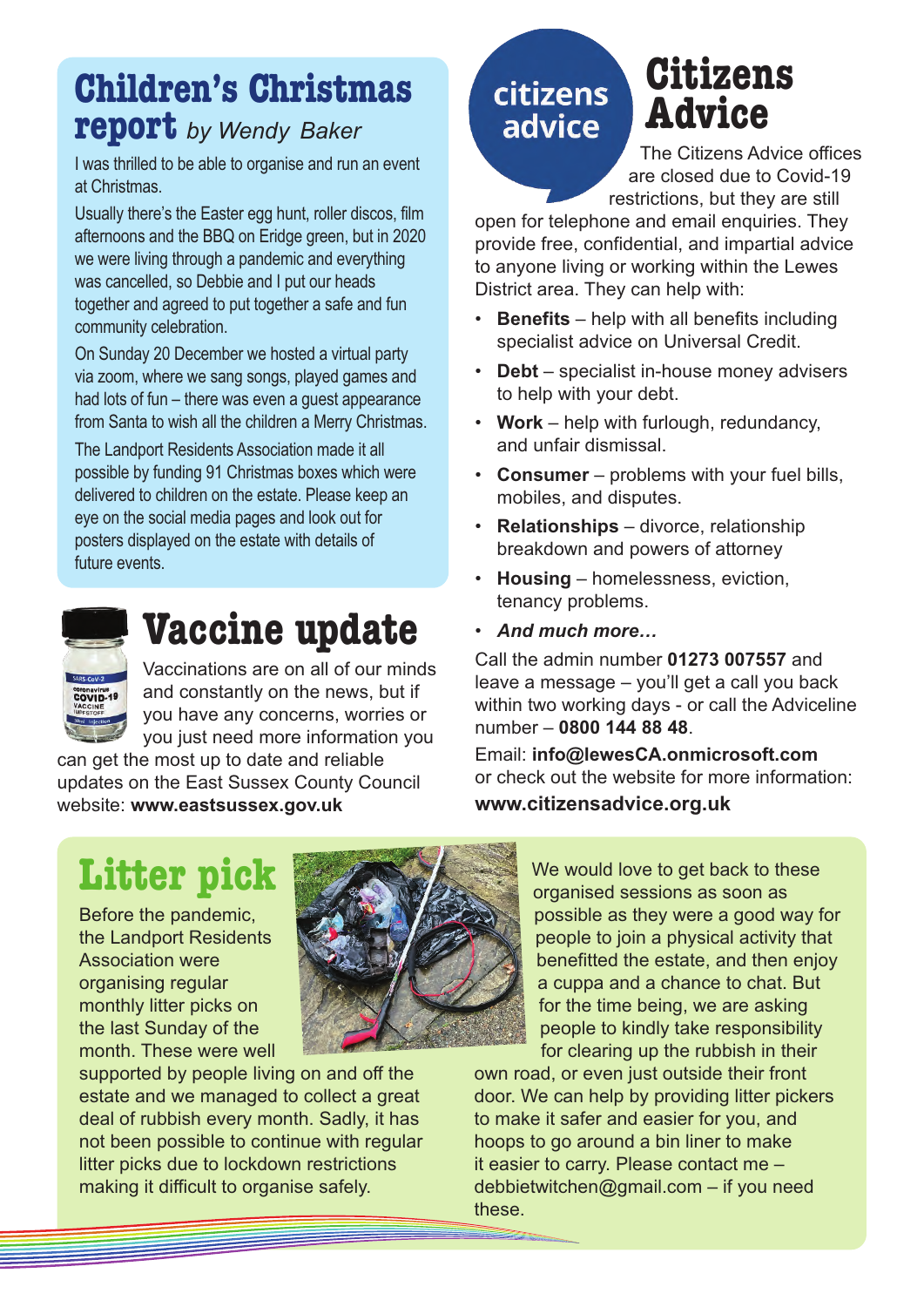## Children's Christmas report *by Wendy Baker*

I was thrilled to be able to organise and run an event at Christmas.

Usually there's the Easter egg hunt, roller discos, film afternoons and the BBQ on Eridge green, but in 2020 we were living through a pandemic and everything was cancelled, so Debbie and I put our heads together and agreed to put together a safe and fun community celebration.

On Sunday 20 December we hosted a virtual party via zoom, where we sang songs, played games and had lots of fun – there was even a guest appearance from Santa to wish all the children a Merry Christmas.

The Landport Residents Association made it all possible by funding 91 Christmas boxes which were delivered to children on the estate. Please keep an eye on the social media pages and look out for posters displayed on the estate with details of future events.

## Vaccine update

Vaccinations are on all of our minds and constantly on the news, but if you have any concerns, worries or you just need more information you can get the most up to date and reliable updates on the East Sussex County Council website: **www.eastsussex.gov.uk**

## Citizens Advice

The Citizens Advice offices are closed due to Covid-19 restrictions, but they are still open for telephone and email enquiries. They provide free, confidential, and impartial advice to anyone living or working within the Lewes District area. They can help with:

- **Benefits** – help with all benefits including specialist advice on Universal Credit.
- **Debt** – specialist in-house money advisers to help with your debt.
- **Work** – help with furlough, redundancy, and unfair dismissal.
- **Consumer** – problems with your fuel bills, mobiles, and disputes.
- **Relationships** – divorce, relationship breakdown and powers of attorney
- **Housing** – homelessness, eviction, tenancy problems.
- ***And much more…***

Call the admin number **01273 007557** and leave a message – you'll get a call you back within two working days - or call the Adviceline number – **0800 144 88 48**.

Email: **info@lewesCA.onmicrosoft.com** or check out the website for more information: **www.citizensadvice.org.uk**

## Litter pick

Before the pandemic, the Landport Residents Association were organising regular monthly litter picks on the last Sunday of the month. These were well supported by people living on and off the estate and we managed to collect a great deal of rubbish every month. Sadly, it has not been possible to continue with regular litter picks due to lockdown restrictions making it difficult to organise safely.

We would love to get back to these organised sessions as soon as possible as they were a good way for people to join a physical activity that benefitted the estate, and then enjoy a cuppa and a chance to chat. But for the time being, we are asking people to kindly take responsibility for clearing up the rubbish in their own road, or even just outside their front door. We can help by providing litter pickers to make it safer and easier for you, and hoops to go around a bin liner to make it easier to carry. Please contact me – debbietwitchen@gmail.com – if you need these.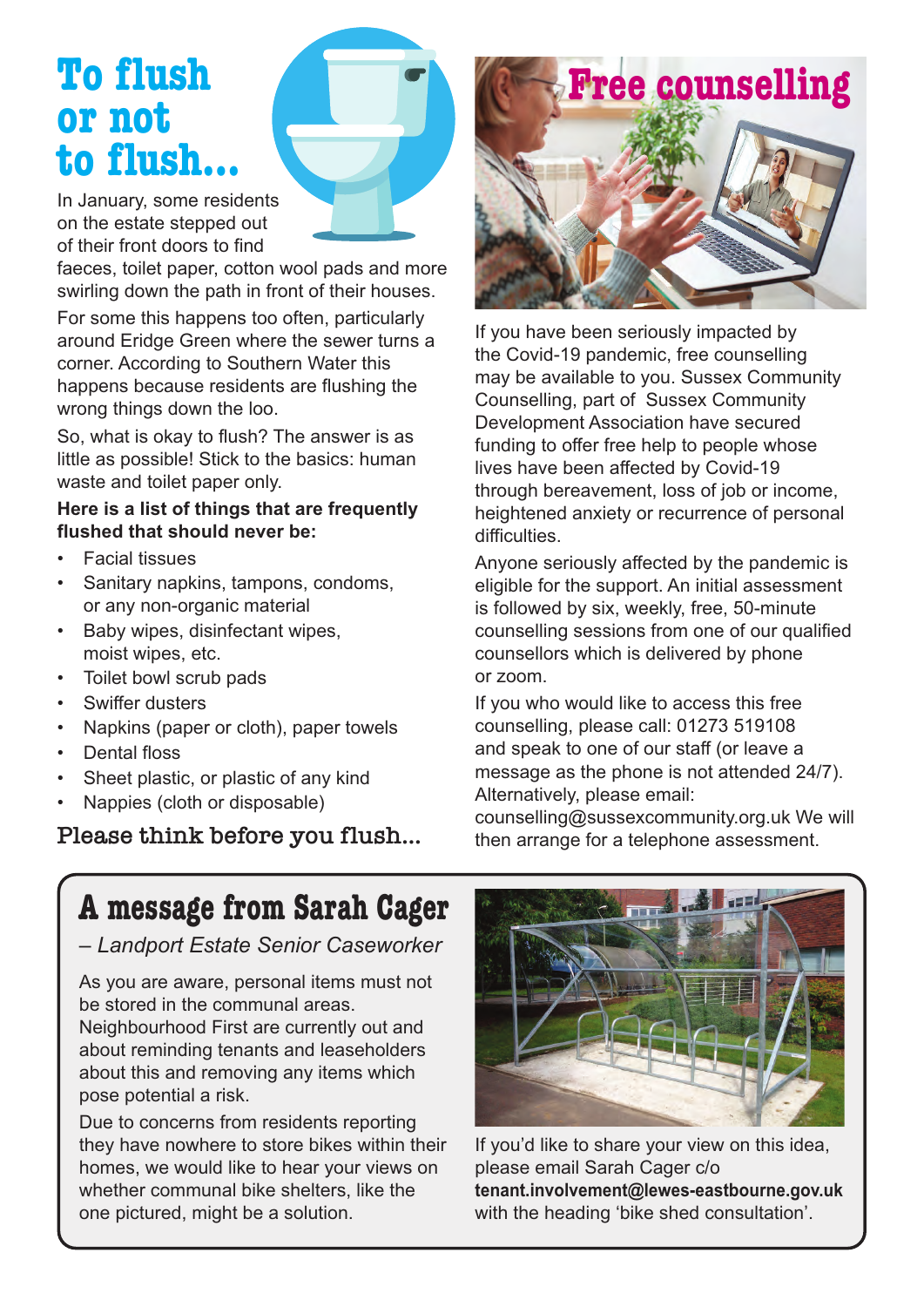# To flush or not to flush...

In January, some residents on the estate stepped out of their front doors to find faeces, toilet paper, cotton wool pads and more swirling down the path in front of their houses.

For some this happens too often, particularly around Eridge Green where the sewer turns a corner. According to Southern Water this happens because residents are flushing the wrong things down the loo.

So, what is okay to flush? The answer is as little as possible! Stick to the basics: human waste and toilet paper only.

**Here is a list of things that are frequently flushed that should never be:**

- Facial tissues
- Sanitary napkins, tampons, condoms, or any non-organic material
- Baby wipes, disinfectant wipes, moist wipes, etc.
- Toilet bowl scrub pads
- Swiffer dusters
- Napkins (paper or cloth), paper towels
- Dental floss
- Sheet plastic, or plastic of any kind
- Nappies (cloth or disposable)

Please think before you flush...

# Free counselling

If you have been seriously impacted by the Covid-19 pandemic, free counselling may be available to you. Sussex Community Counselling, part of Sussex Community Development Association have secured funding to offer free help to people whose lives have been affected by Covid-19 through bereavement, loss of job or income, heightened anxiety or recurrence of personal difficulties.

Anyone seriously affected by the pandemic is eligible for the support. An initial assessment is followed by six, weekly, free, 50-minute counselling sessions from one of our qualified counsellors which is delivered by phone or zoom.

If you who would like to access this free counselling, please call: 01273 519108 and speak to one of our staff (or leave a message as the phone is not attended 24/7). Alternatively, please email: counselling@sussexcommunity.org.uk We will then arrange for a telephone assessment.

# A message from Sarah Cager

*– Landport Estate Senior Caseworker*

As you are aware, personal items must not be stored in the communal areas. Neighbourhood First are currently out and about reminding tenants and leaseholders about this and removing any items which pose potential a risk.

Due to concerns from residents reporting they have nowhere to store bikes within their homes, we would like to hear your views on whether communal bike shelters, like the one pictured, might be a solution.

If you'd like to share your view on this idea, please email Sarah Cager c/o **tenant.involvement@lewes-eastbourne.gov.uk** with the heading 'bike shed consultation'.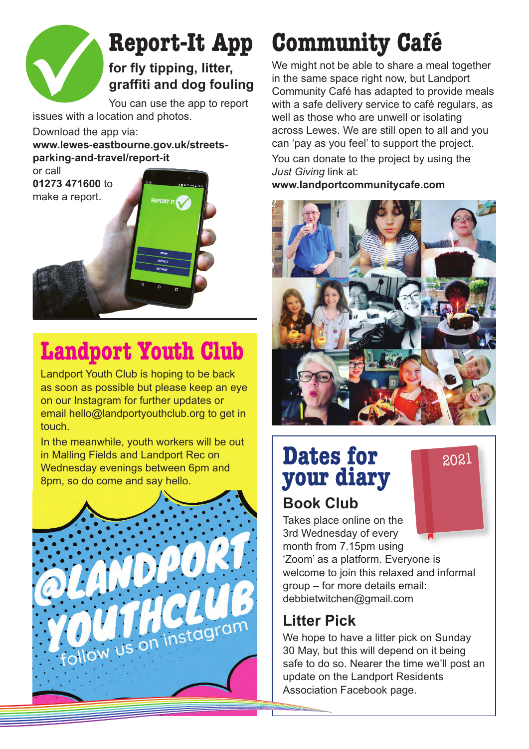## Report-It App

### for fly tipping, litter, graffiti and dog fouling

You can use the app to report issues with a location and photos.

Download the app via:

**www.lewes-eastbourne.gov.uk/streets-parking-and-travel/report-it**

or call

**01273 471600** to make a report.

## Landport Youth Club

Landport Youth Club is hoping to be back as soon as possible but please keep an eye on our Instagram for further updates or email hello@landportyouthclub.org to get in touch.

In the meanwhile, youth workers will be out in Malling Fields and Landport Rec on Wednesday evenings between 6pm and 8pm, so do come and say hello.

@LANDPORT YOUTHCLUB

follow us on instagram

## Community Café

We might not be able to share a meal together in the same space right now, but Landport Community Café has adapted to provide meals with a safe delivery service to café regulars, as well as those who are unwell or isolating across Lewes. We are still open to all and you can 'pay as you feel' to support the project.

You can donate to the project by using the *Just Giving* link at:

**www.landportcommunitycafe.com**

## Dates for your diary

2021

### Book Club

Takes place online on the 3rd Wednesday of every month from 7.15pm using 'Zoom' as a platform. Everyone is welcome to join this relaxed and informal group – for more details email: debbietwitchen@gmail.com

### Litter Pick

We hope to have a litter pick on Sunday 30 May, but this will depend on it being safe to do so. Nearer the time we'll post an update on the Landport Residents Association Facebook page.